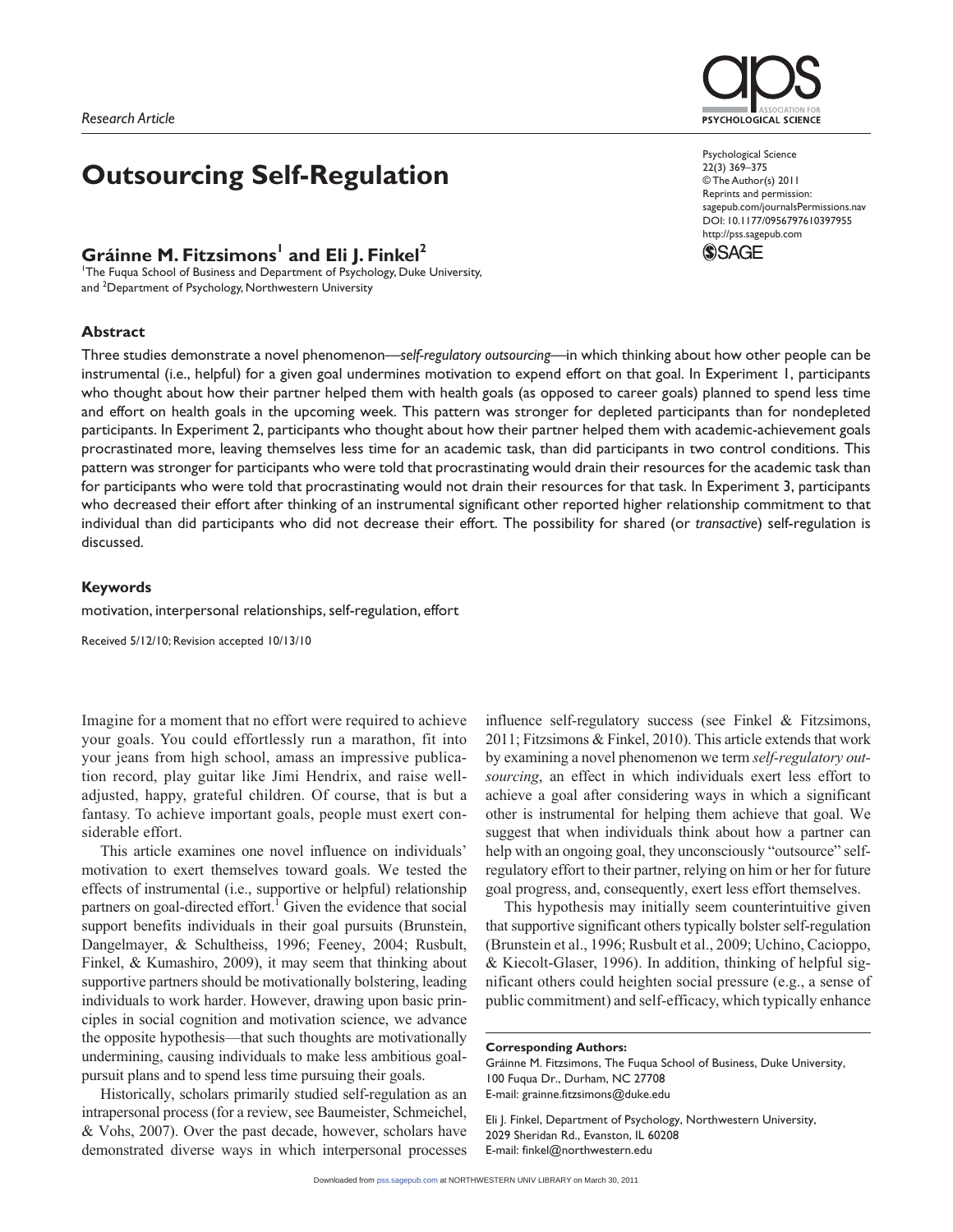*Research Article*

# Outsourcing Self-Regulation

## Gráinne M. Fitzsimons[1] and Eli J. Finkel[2]

[1]The Fuqua School of Business and Department of Psychology, Duke University, and [2]Department of Psychology, Northwestern University

Psychological Science
22(3) 369–375
© The Author(s) 2011
Reprints and permission: sagepub.com/journalsPermissions.nav
DOI: 10.1177/0956797610397955
http://pss.sagepub.com

### Abstract

Three studies demonstrate a novel phenomenon—*self-regulatory outsourcing*—in which thinking about how other people can be instrumental (i.e., helpful) for a given goal undermines motivation to expend effort on that goal. In Experiment 1, participants who thought about how their partner helped them with health goals (as opposed to career goals) planned to spend less time and effort on health goals in the upcoming week. This pattern was stronger for depleted participants than for nondepleted participants. In Experiment 2, participants who thought about how their partner helped them with academic-achievement goals procrastinated more, leaving themselves less time for an academic task, than did participants in two control conditions. This pattern was stronger for participants who were told that procrastinating would drain their resources for the academic task than for participants who were told that procrastinating would not drain their resources for that task. In Experiment 3, participants who decreased their effort after thinking of an instrumental significant other reported higher relationship commitment to that individual than did participants who did not decrease their effort. The possibility for shared (or *transactive*) self-regulation is discussed.

### Keywords

motivation, interpersonal relationships, self-regulation, effort

Received 5/12/10; Revision accepted 10/13/10

Imagine for a moment that no effort were required to achieve your goals. You could effortlessly run a marathon, fit into your jeans from high school, amass an impressive publication record, play guitar like Jimi Hendrix, and raise well-adjusted, happy, grateful children. Of course, that is but a fantasy. To achieve important goals, people must exert considerable effort.

This article examines one novel influence on individuals' motivation to exert themselves toward goals. We tested the effects of instrumental (i.e., supportive or helpful) relationship partners on goal-directed effort.[1] Given the evidence that social support benefits individuals in their goal pursuits (Brunstein, Dangelmayer, & Schultheiss, 1996; Feeney, 2004; Rusbult, Finkel, & Kumashiro, 2009), it may seem that thinking about supportive partners should be motivationally bolstering, leading individuals to work harder. However, drawing upon basic principles in social cognition and motivation science, we advance the opposite hypothesis—that such thoughts are motivationally undermining, causing individuals to make less ambitious goal-pursuit plans and to spend less time pursuing their goals.

Historically, scholars primarily studied self-regulation as an intrapersonal process (for a review, see Baumeister, Schmeichel, & Vohs, 2007). Over the past decade, however, scholars have demonstrated diverse ways in which interpersonal processes influence self-regulatory success (see Finkel & Fitzsimons, 2011; Fitzsimons & Finkel, 2010). This article extends that work by examining a novel phenomenon we term *self-regulatory outsourcing*, an effect in which individuals exert less effort to achieve a goal after considering ways in which a significant other is instrumental for helping them achieve that goal. We suggest that when individuals think about how a partner can help with an ongoing goal, they unconsciously "outsource" self-regulatory effort to their partner, relying on him or her for future goal progress, and, consequently, exert less effort themselves.

This hypothesis may initially seem counterintuitive given that supportive significant others typically bolster self-regulation (Brunstein et al., 1996; Rusbult et al., 2009; Uchino, Cacioppo, & Kiecolt-Glaser, 1996). In addition, thinking of helpful significant others could heighten social pressure (e.g., a sense of public commitment) and self-efficacy, which typically enhance

**Corresponding Authors:**
Gráinne M. Fitzsimons, The Fuqua School of Business, Duke University, 100 Fuqua Dr., Durham, NC 27708
E-mail: grainne.fitzsimons@duke.edu

Eli J. Finkel, Department of Psychology, Northwestern University, 2029 Sheridan Rd., Evanston, IL 60208
E-mail: finkel@northwestern.edu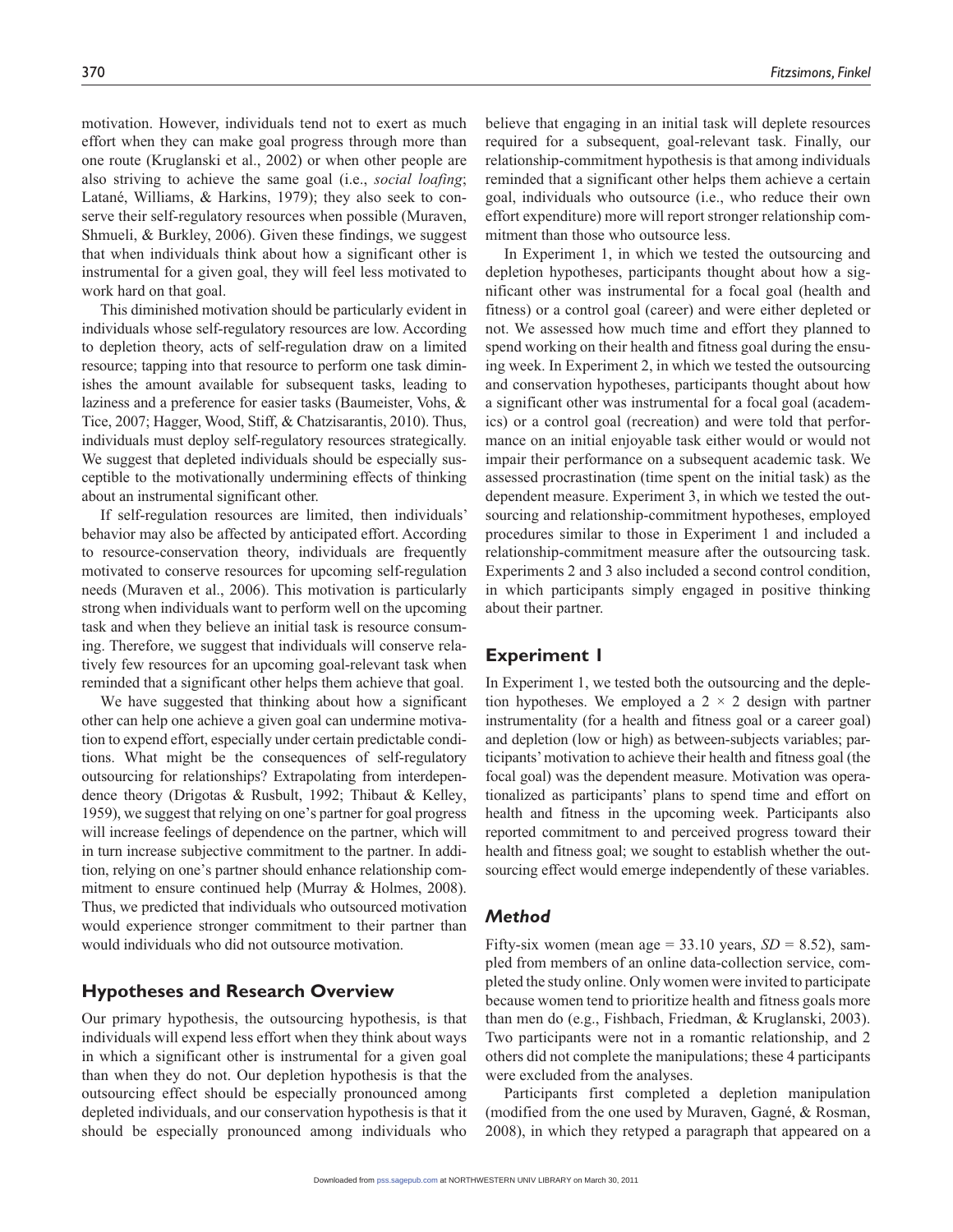motivation. However, individuals tend not to exert as much effort when they can make goal progress through more than one route (Kruglanski et al., 2002) or when other people are also striving to achieve the same goal (i.e., *social loafing*; Latané, Williams, & Harkins, 1979); they also seek to conserve their self-regulatory resources when possible (Muraven, Shmueli, & Burkley, 2006). Given these findings, we suggest that when individuals think about how a significant other is instrumental for a given goal, they will feel less motivated to work hard on that goal.

This diminished motivation should be particularly evident in individuals whose self-regulatory resources are low. According to depletion theory, acts of self-regulation draw on a limited resource; tapping into that resource to perform one task diminishes the amount available for subsequent tasks, leading to laziness and a preference for easier tasks (Baumeister, Vohs, & Tice, 2007; Hagger, Wood, Stiff, & Chatzisarantis, 2010). Thus, individuals must deploy self-regulatory resources strategically. We suggest that depleted individuals should be especially susceptible to the motivationally undermining effects of thinking about an instrumental significant other.

If self-regulation resources are limited, then individuals' behavior may also be affected by anticipated effort. According to resource-conservation theory, individuals are frequently motivated to conserve resources for upcoming self-regulation needs (Muraven et al., 2006). This motivation is particularly strong when individuals want to perform well on the upcoming task and when they believe an initial task is resource consuming. Therefore, we suggest that individuals will conserve relatively few resources for an upcoming goal-relevant task when reminded that a significant other helps them achieve that goal.

We have suggested that thinking about how a significant other can help one achieve a given goal can undermine motivation to expend effort, especially under certain predictable conditions. What might be the consequences of self-regulatory outsourcing for relationships? Extrapolating from interdependence theory (Drigotas & Rusbult, 1992; Thibaut & Kelley, 1959), we suggest that relying on one's partner for goal progress will increase feelings of dependence on the partner, which will in turn increase subjective commitment to the partner. In addition, relying on one's partner should enhance relationship commitment to ensure continued help (Murray & Holmes, 2008). Thus, we predicted that individuals who outsourced motivation would experience stronger commitment to their partner than would individuals who did not outsource motivation.

## Hypotheses and Research Overview

Our primary hypothesis, the outsourcing hypothesis, is that individuals will expend less effort when they think about ways in which a significant other is instrumental for a given goal than when they do not. Our depletion hypothesis is that the outsourcing effect should be especially pronounced among depleted individuals, and our conservation hypothesis is that it should be especially pronounced among individuals who believe that engaging in an initial task will deplete resources required for a subsequent, goal-relevant task. Finally, our relationship-commitment hypothesis is that among individuals reminded that a significant other helps them achieve a certain goal, individuals who outsource (i.e., who reduce their own effort expenditure) more will report stronger relationship commitment than those who outsource less.

In Experiment 1, in which we tested the outsourcing and depletion hypotheses, participants thought about how a significant other was instrumental for a focal goal (health and fitness) or a control goal (career) and were either depleted or not. We assessed how much time and effort they planned to spend working on their health and fitness goal during the ensuing week. In Experiment 2, in which we tested the outsourcing and conservation hypotheses, participants thought about how a significant other was instrumental for a focal goal (academics) or a control goal (recreation) and were told that performance on an initial enjoyable task either would or would not impair their performance on a subsequent academic task. We assessed procrastination (time spent on the initial task) as the dependent measure. Experiment 3, in which we tested the outsourcing and relationship-commitment hypotheses, employed procedures similar to those in Experiment 1 and included a relationship-commitment measure after the outsourcing task. Experiments 2 and 3 also included a second control condition, in which participants simply engaged in positive thinking about their partner.

## Experiment 1

In Experiment 1, we tested both the outsourcing and the depletion hypotheses. We employed a $2 \times 2$ design with partner instrumentality (for a health and fitness goal or a career goal) and depletion (low or high) as between-subjects variables; participants' motivation to achieve their health and fitness goal (the focal goal) was the dependent measure. Motivation was operationalized as participants' plans to spend time and effort on health and fitness in the upcoming week. Participants also reported commitment to and perceived progress toward their health and fitness goal; we sought to establish whether the outsourcing effect would emerge independently of these variables.

### *Method*

Fifty-six women (mean age = 33.10 years, $SD = 8.52$), sampled from members of an online data-collection service, completed the study online. Only women were invited to participate because women tend to prioritize health and fitness goals more than men do (e.g., Fishbach, Friedman, & Kruglanski, 2003). Two participants were not in a romantic relationship, and 2 others did not complete the manipulations; these 4 participants were excluded from the analyses.

Participants first completed a depletion manipulation (modified from the one used by Muraven, Gagné, & Rosman, 2008), in which they retyped a paragraph that appeared on a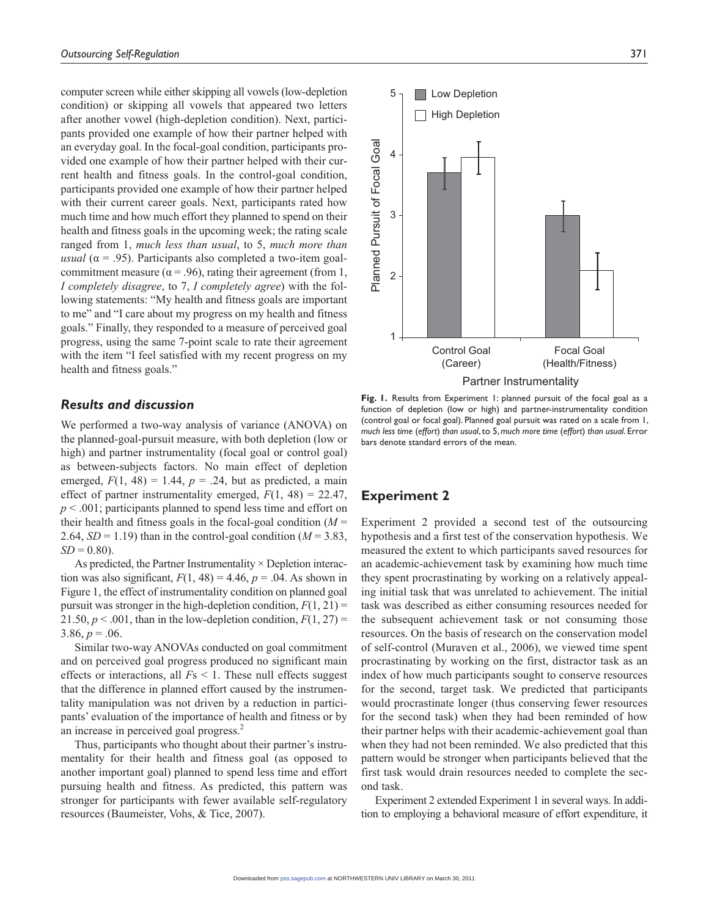computer screen while either skipping all vowels (low-depletion condition) or skipping all vowels that appeared two letters after another vowel (high-depletion condition). Next, participants provided one example of how their partner helped with an everyday goal. In the focal-goal condition, participants provided one example of how their partner helped with their current health and fitness goals. In the control-goal condition, participants provided one example of how their partner helped with their current career goals. Next, participants rated how much time and how much effort they planned to spend on their health and fitness goals in the upcoming week; the rating scale ranged from 1, *much less than usual*, to 5, *much more than usual* ($\alpha = .95$). Participants also completed a two-item goal-commitment measure ($\alpha = .96$), rating their agreement (from 1, *I completely disagree*, to 7, *I completely agree*) with the following statements: "My health and fitness goals are important to me" and "I care about my progress on my health and fitness goals." Finally, they responded to a measure of perceived goal progress, using the same 7-point scale to rate their agreement with the item "I feel satisfied with my recent progress on my health and fitness goals."

### Results and discussion

We performed a two-way analysis of variance (ANOVA) on the planned-goal-pursuit measure, with both depletion (low or high) and partner instrumentality (focal goal or control goal) as between-subjects factors. No main effect of depletion emerged, $F(1, 48) = 1.44$, $p = .24$, but as predicted, a main effect of partner instrumentality emerged, $F(1, 48) = 22.47$, $p < .001$; participants planned to spend less time and effort on their health and fitness goals in the focal-goal condition ($M = 2.64$, $SD = 1.19$) than in the control-goal condition ($M = 3.83$, $SD = 0.80$).

As predicted, the Partner Instrumentality × Depletion interaction was also significant, $F(1, 48) = 4.46$, $p = .04$. As shown in Figure 1, the effect of instrumentality condition on planned goal pursuit was stronger in the high-depletion condition, $F(1, 21) = 21.50$, $p < .001$, than in the low-depletion condition, $F(1, 27) = 3.86$, $p = .06$.

Similar two-way ANOVAs conducted on goal commitment and on perceived goal progress produced no significant main effects or interactions, all $F$s < 1. These null effects suggest that the difference in planned effort caused by the instrumentality manipulation was not driven by a reduction in participants' evaluation of the importance of health and fitness or by an increase in perceived goal progress.[2]

Thus, participants who thought about their partner's instrumentality for their health and fitness goal (as opposed to another important goal) planned to spend less time and effort pursuing health and fitness. As predicted, this pattern was stronger for participants with fewer available self-regulatory resources (Baumeister, Vohs, & Tice, 2007).

**Fig. 1.** Results from Experiment 1: planned pursuit of the focal goal as a function of depletion (low or high) and partner-instrumentality condition (control goal or focal goal). Planned goal pursuit was rated on a scale from 1, *much less time (effort) than usual*, to 5, *much more time (effort) than usual*. Error bars denote standard errors of the mean.

## Experiment 2

Experiment 2 provided a second test of the outsourcing hypothesis and a first test of the conservation hypothesis. We measured the extent to which participants saved resources for an academic-achievement task by examining how much time they spent procrastinating by working on a relatively appealing initial task that was unrelated to achievement. The initial task was described as either consuming resources needed for the subsequent achievement task or not consuming those resources. On the basis of research on the conservation model of self-control (Muraven et al., 2006), we viewed time spent procrastinating by working on the first, distractor task as an index of how much participants sought to conserve resources for the second, target task. We predicted that participants would procrastinate longer (thus conserving fewer resources for the second task) when they had been reminded of how their partner helps with their academic-achievement goal than when they had not been reminded. We also predicted that this pattern would be stronger when participants believed that the first task would drain resources needed to complete the second task.

Experiment 2 extended Experiment 1 in several ways. In addition to employing a behavioral measure of effort expenditure, it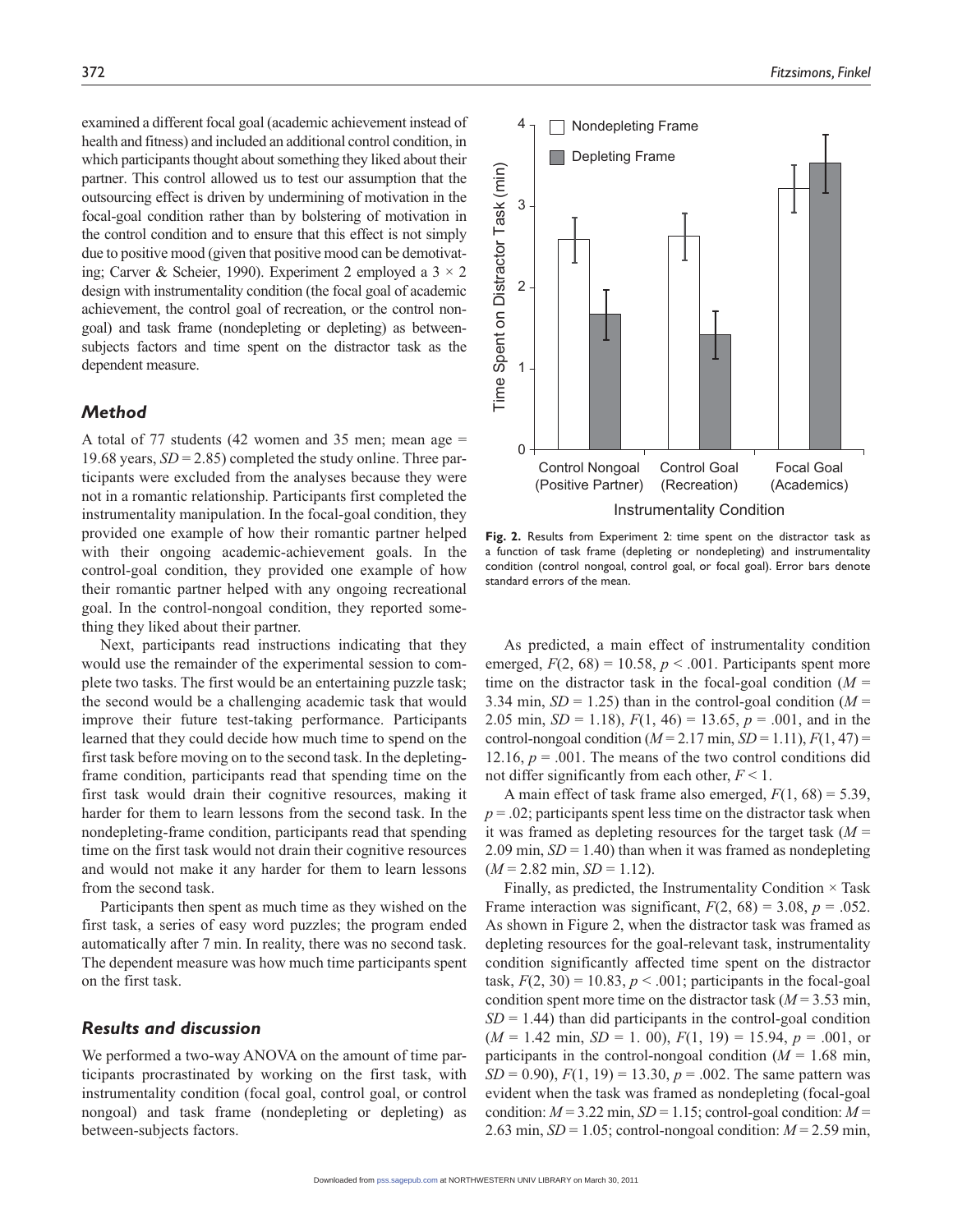examined a different focal goal (academic achievement instead of health and fitness) and included an additional control condition, in which participants thought about something they liked about their partner. This control allowed us to test our assumption that the outsourcing effect is driven by undermining of motivation in the focal-goal condition rather than by bolstering of motivation in the control condition and to ensure that this effect is not simply due to positive mood (given that positive mood can be demotivating; Carver & Scheier, 1990). Experiment 2 employed a $3 \times 2$ design with instrumentality condition (the focal goal of academic achievement, the control goal of recreation, or the control nongoal) and task frame (nondepleting or depleting) as between-subjects factors and time spent on the distractor task as the dependent measure.

## Method

A total of 77 students (42 women and 35 men; mean age = 19.68 years, $SD = 2.85$) completed the study online. Three participants were excluded from the analyses because they were not in a romantic relationship. Participants first completed the instrumentality manipulation. In the focal-goal condition, they provided one example of how their romantic partner helped with their ongoing academic-achievement goals. In the control-goal condition, they provided one example of how their romantic partner helped with any ongoing recreational goal. In the control-nongoal condition, they reported something they liked about their partner.

Next, participants read instructions indicating that they would use the remainder of the experimental session to complete two tasks. The first would be an entertaining puzzle task; the second would be a challenging academic task that would improve their future test-taking performance. Participants learned that they could decide how much time to spend on the first task before moving on to the second task. In the depleting-frame condition, participants read that spending time on the first task would drain their cognitive resources, making it harder for them to learn lessons from the second task. In the nondepleting-frame condition, participants read that spending time on the first task would not drain their cognitive resources and would not make it any harder for them to learn lessons from the second task.

Participants then spent as much time as they wished on the first task, a series of easy word puzzles; the program ended automatically after 7 min. In reality, there was no second task. The dependent measure was how much time participants spent on the first task.

## Results and discussion

We performed a two-way ANOVA on the amount of time participants procrastinated by working on the first task, with instrumentality condition (focal goal, control goal, or control nongoal) and task frame (nondepleting or depleting) as between-subjects factors.

**Fig. 2.** Results from Experiment 2: time spent on the distractor task as a function of task frame (depleting or nondepleting) and instrumentality condition (control nongoal, control goal, or focal goal). Error bars denote standard errors of the mean.

As predicted, a main effect of instrumentality condition emerged, $F(2, 68) = 10.58$, $p < .001$. Participants spent more time on the distractor task in the focal-goal condition ($M = 3.34$ min, $SD = 1.25$) than in the control-goal condition ($M = 2.05$ min, $SD = 1.18$), $F(1, 46) = 13.65$, $p = .001$, and in the control-nongoal condition ($M = 2.17$ min, $SD = 1.11$), $F(1, 47) = 12.16$, $p = .001$. The means of the two control conditions did not differ significantly from each other, $F < 1$.

A main effect of task frame also emerged, $F(1, 68) = 5.39$, $p = .02$; participants spent less time on the distractor task when it was framed as depleting resources for the target task ($M = 2.09$ min, $SD = 1.40$) than when it was framed as nondepleting ($M = 2.82$ min, $SD = 1.12$).

Finally, as predicted, the Instrumentality Condition × Task Frame interaction was significant, $F(2, 68) = 3.08$, $p = .052$. As shown in Figure 2, when the distractor task was framed as depleting resources for the goal-relevant task, instrumentality condition significantly affected time spent on the distractor task, $F(2, 30) = 10.83$, $p < .001$; participants in the focal-goal condition spent more time on the distractor task ($M = 3.53$ min, $SD = 1.44$) than did participants in the control-goal condition ($M = 1.42$ min, $SD = 1.00$), $F(1, 19) = 15.94$, $p = .001$, or participants in the control-nongoal condition ($M = 1.68$ min, $SD = 0.90$), $F(1, 19) = 13.30$, $p = .002$. The same pattern was evident when the task was framed as nondepleting (focal-goal condition: $M = 3.22$ min, $SD = 1.15$; control-goal condition: $M = 2.63$ min, $SD = 1.05$; control-nongoal condition: $M = 2.59$ min,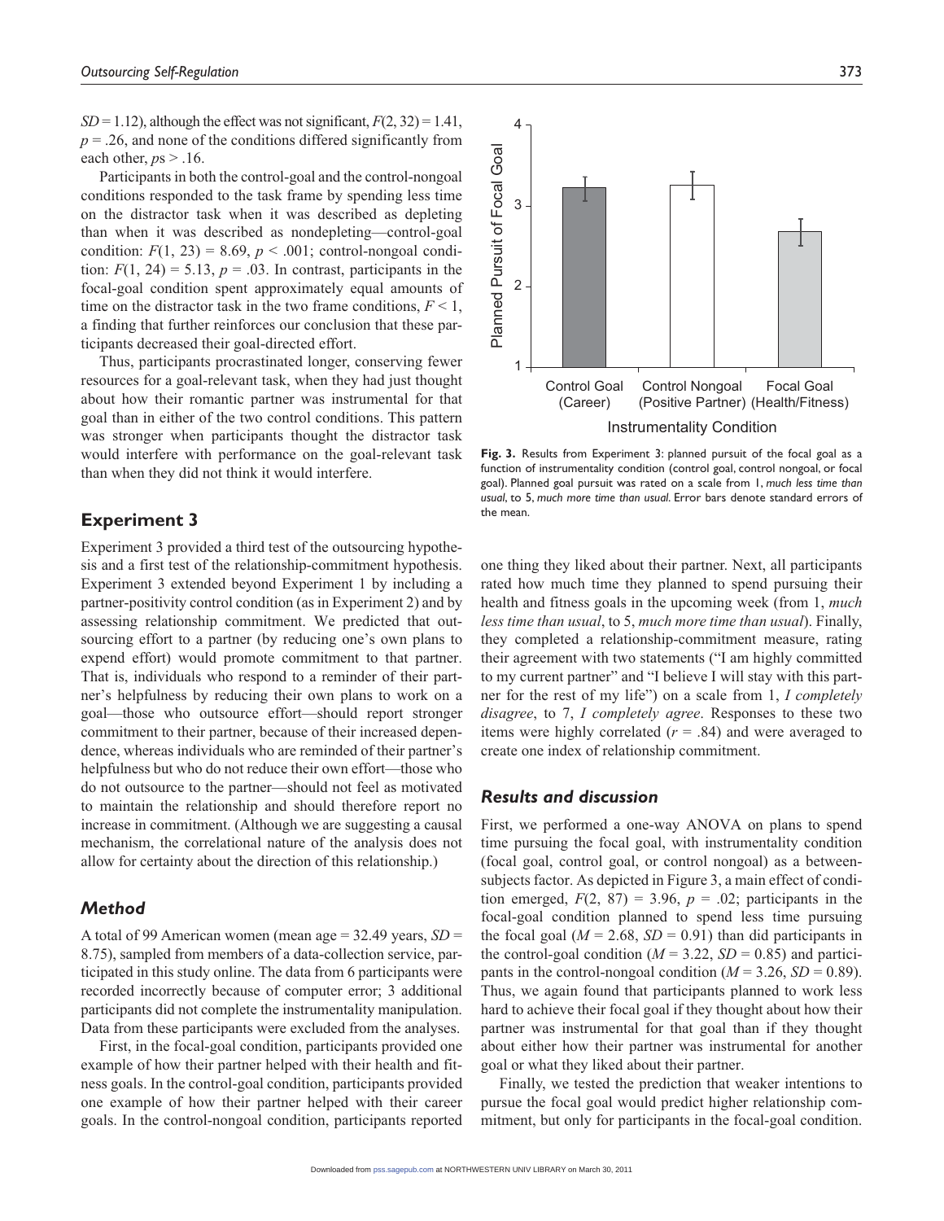$SD = 1.12$), although the effect was not significant, $F(2, 32) = 1.41$, $p = .26$, and none of the conditions differed significantly from each other, $ps > .16$.

Participants in both the control-goal and the control-nongoal conditions responded to the task frame by spending less time on the distractor task when it was described as depleting than when it was described as nondepleting—control-goal condition: $F(1, 23) = 8.69$, $p < .001$; control-nongoal condition: $F(1, 24) = 5.13$, $p = .03$. In contrast, participants in the focal-goal condition spent approximately equal amounts of time on the distractor task in the two frame conditions, $F < 1$, a finding that further reinforces our conclusion that these participants decreased their goal-directed effort.

Thus, participants procrastinated longer, conserving fewer resources for a goal-relevant task, when they had just thought about how their romantic partner was instrumental for that goal than in either of the two control conditions. This pattern was stronger when participants thought the distractor task would interfere with performance on the goal-relevant task than when they did not think it would interfere.

## Experiment 3

Experiment 3 provided a third test of the outsourcing hypothesis and a first test of the relationship-commitment hypothesis. Experiment 3 extended beyond Experiment 1 by including a partner-positivity control condition (as in Experiment 2) and by assessing relationship commitment. We predicted that outsourcing effort to a partner (by reducing one's own plans to expend effort) would promote commitment to that partner. That is, individuals who respond to a reminder of their partner's helpfulness by reducing their own plans to work on a goal—those who outsource effort—should report stronger commitment to their partner, because of their increased dependence, whereas individuals who are reminded of their partner's helpfulness but who do not reduce their own effort—those who do not outsource to the partner—should not feel as motivated to maintain the relationship and should therefore report no increase in commitment. (Although we are suggesting a causal mechanism, the correlational nature of the analysis does not allow for certainty about the direction of this relationship.)

### Method

A total of 99 American women (mean age = 32.49 years, $SD$ = 8.75), sampled from members of a data-collection service, participated in this study online. The data from 6 participants were recorded incorrectly because of computer error; 3 additional participants did not complete the instrumentality manipulation. Data from these participants were excluded from the analyses.

First, in the focal-goal condition, participants provided one example of how their partner helped with their health and fitness goals. In the control-goal condition, participants provided one example of how their partner helped with their career goals. In the control-nongoal condition, participants reported one thing they liked about their partner. Next, all participants rated how much time they planned to spend pursuing their health and fitness goals in the upcoming week (from 1, *much less time than usual*, to 5, *much more time than usual*). Finally, they completed a relationship-commitment measure, rating their agreement with two statements ("I am highly committed to my current partner" and "I believe I will stay with this partner for the rest of my life") on a scale from 1, *I completely disagree*, to 7, *I completely agree*. Responses to these two items were highly correlated ($r = .84$) and were averaged to create one index of relationship commitment.

**Fig. 3.** Results from Experiment 3: planned pursuit of the focal goal as a function of instrumentality condition (control goal, control nongoal, or focal goal). Planned goal pursuit was rated on a scale from 1, *much less time than usual*, to 5, *much more time than usual*. Error bars denote standard errors of the mean.

### Results and discussion

First, we performed a one-way ANOVA on plans to spend time pursuing the focal goal, with instrumentality condition (focal goal, control goal, or control nongoal) as a between-subjects factor. As depicted in Figure 3, a main effect of condition emerged, $F(2, 87) = 3.96$, $p = .02$; participants in the focal-goal condition planned to spend less time pursuing the focal goal ($M = 2.68$, $SD = 0.91$) than did participants in the control-goal condition ($M = 3.22$, $SD = 0.85$) and participants in the control-nongoal condition ($M = 3.26$, $SD = 0.89$). Thus, we again found that participants planned to work less hard to achieve their focal goal if they thought about how their partner was instrumental for that goal than if they thought about either how their partner was instrumental for another goal or what they liked about their partner.

Finally, we tested the prediction that weaker intentions to pursue the focal goal would predict higher relationship commitment, but only for participants in the focal-goal condition.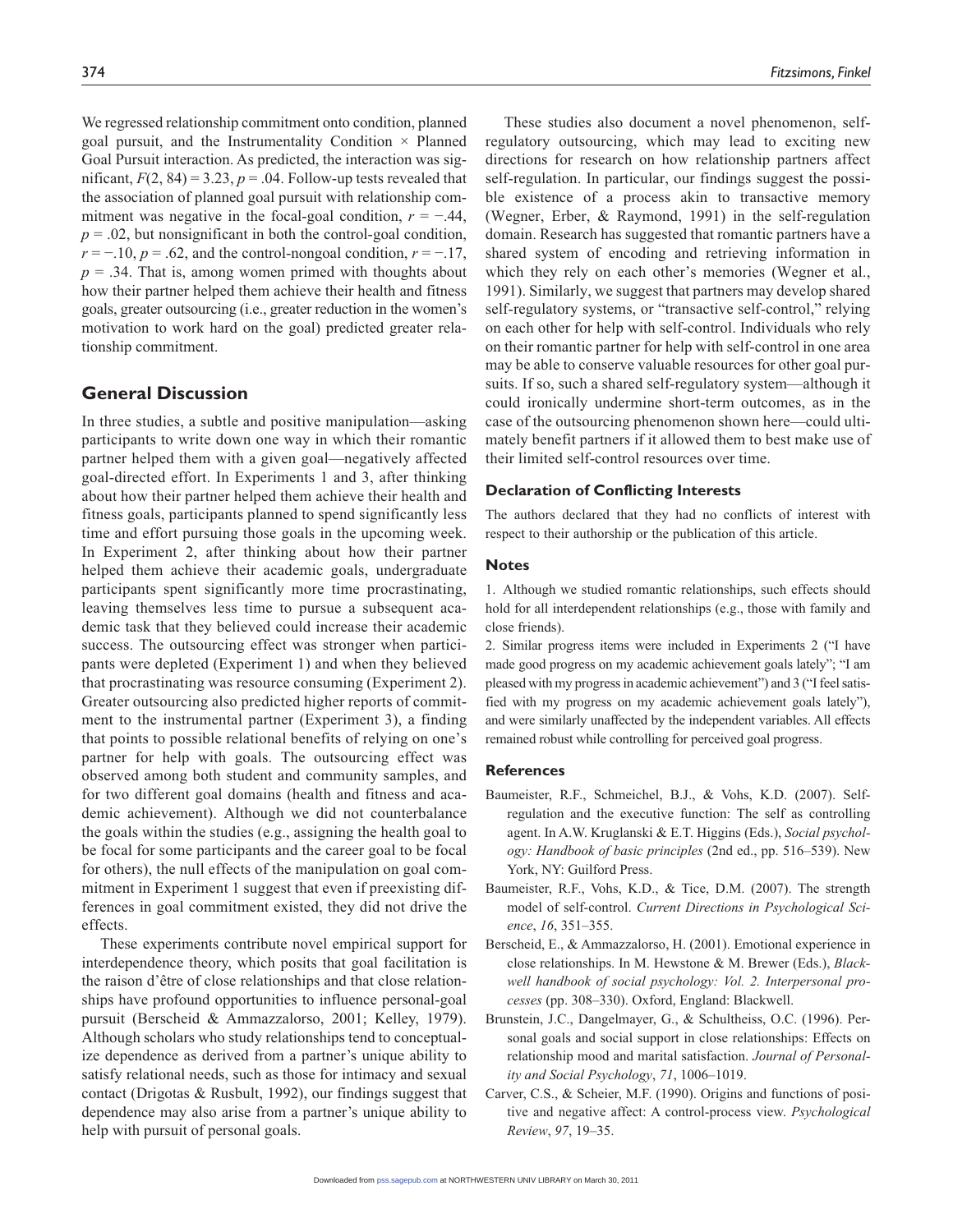We regressed relationship commitment onto condition, planned goal pursuit, and the Instrumentality Condition × Planned Goal Pursuit interaction. As predicted, the interaction was significant, $F(2, 84) = 3.23$, $p = .04$. Follow-up tests revealed that the association of planned goal pursuit with relationship commitment was negative in the focal-goal condition, $r = -.44$, $p = .02$, but nonsignificant in both the control-goal condition, $r = -.10$, $p = .62$, and the control-nongoal condition, $r = -.17$, $p = .34$. That is, among women primed with thoughts about how their partner helped them achieve their health and fitness goals, greater outsourcing (i.e., greater reduction in the women's motivation to work hard on the goal) predicted greater relationship commitment.

## General Discussion

In three studies, a subtle and positive manipulation—asking participants to write down one way in which their romantic partner helped them with a given goal—negatively affected goal-directed effort. In Experiments 1 and 3, after thinking about how their partner helped them achieve their health and fitness goals, participants planned to spend significantly less time and effort pursuing those goals in the upcoming week. In Experiment 2, after thinking about how their partner helped them achieve their academic goals, undergraduate participants spent significantly more time procrastinating, leaving themselves less time to pursue a subsequent academic task that they believed could increase their academic success. The outsourcing effect was stronger when participants were depleted (Experiment 1) and when they believed that procrastinating was resource consuming (Experiment 2). Greater outsourcing also predicted higher reports of commitment to the instrumental partner (Experiment 3), a finding that points to possible relational benefits of relying on one's partner for help with goals. The outsourcing effect was observed among both student and community samples, and for two different goal domains (health and fitness and academic achievement). Although we did not counterbalance the goals within the studies (e.g., assigning the health goal to be focal for some participants and the career goal to be focal for others), the null effects of the manipulation on goal commitment in Experiment 1 suggest that even if preexisting differences in goal commitment existed, they did not drive the effects.

These experiments contribute novel empirical support for interdependence theory, which posits that goal facilitation is the raison d'être of close relationships and that close relationships have profound opportunities to influence personal-goal pursuit (Berscheid & Ammazzalorso, 2001; Kelley, 1979). Although scholars who study relationships tend to conceptualize dependence as derived from a partner's unique ability to satisfy relational needs, such as those for intimacy and sexual contact (Drigotas & Rusbult, 1992), our findings suggest that dependence may also arise from a partner's unique ability to help with pursuit of personal goals.

These studies also document a novel phenomenon, self-regulatory outsourcing, which may lead to exciting new directions for research on how relationship partners affect self-regulation. In particular, our findings suggest the possible existence of a process akin to transactive memory (Wegner, Erber, & Raymond, 1991) in the self-regulation domain. Research has suggested that romantic partners have a shared system of encoding and retrieving information in which they rely on each other's memories (Wegner et al., 1991). Similarly, we suggest that partners may develop shared self-regulatory systems, or "transactive self-control," relying on each other for help with self-control. Individuals who rely on their romantic partner for help with self-control in one area may be able to conserve valuable resources for other goal pursuits. If so, such a shared self-regulatory system—although it could ironically undermine short-term outcomes, as in the case of the outsourcing phenomenon shown here—could ultimately benefit partners if it allowed them to best make use of their limited self-control resources over time.

### Declaration of Conflicting Interests

The authors declared that they had no conflicts of interest with respect to their authorship or the publication of this article.

### Notes

1. Although we studied romantic relationships, such effects should hold for all interdependent relationships (e.g., those with family and close friends).

2. Similar progress items were included in Experiments 2 ("I have made good progress on my academic achievement goals lately"; "I am pleased with my progress in academic achievement") and 3 ("I feel satisfied with my progress on my academic achievement goals lately"), and were similarly unaffected by the independent variables. All effects remained robust while controlling for perceived goal progress.

### References

Baumeister, R.F., Schmeichel, B.J., & Vohs, K.D. (2007). Self-regulation and the executive function: The self as controlling agent. In A.W. Kruglanski & E.T. Higgins (Eds.), *Social psychology: Handbook of basic principles* (2nd ed., pp. 516–539). New York, NY: Guilford Press.

Baumeister, R.F., Vohs, K.D., & Tice, D.M. (2007). The strength model of self-control. *Current Directions in Psychological Science*, *16*, 351–355.

Berscheid, E., & Ammazzalorso, H. (2001). Emotional experience in close relationships. In M. Hewstone & M. Brewer (Eds.), *Blackwell handbook of social psychology: Vol. 2. Interpersonal processes* (pp. 308–330). Oxford, England: Blackwell.

Brunstein, J.C., Dangelmayer, G., & Schultheiss, O.C. (1996). Personal goals and social support in close relationships: Effects on relationship mood and marital satisfaction. *Journal of Personality and Social Psychology*, *71*, 1006–1019.

Carver, C.S., & Scheier, M.F. (1990). Origins and functions of positive and negative affect: A control-process view. *Psychological Review*, *97*, 19–35.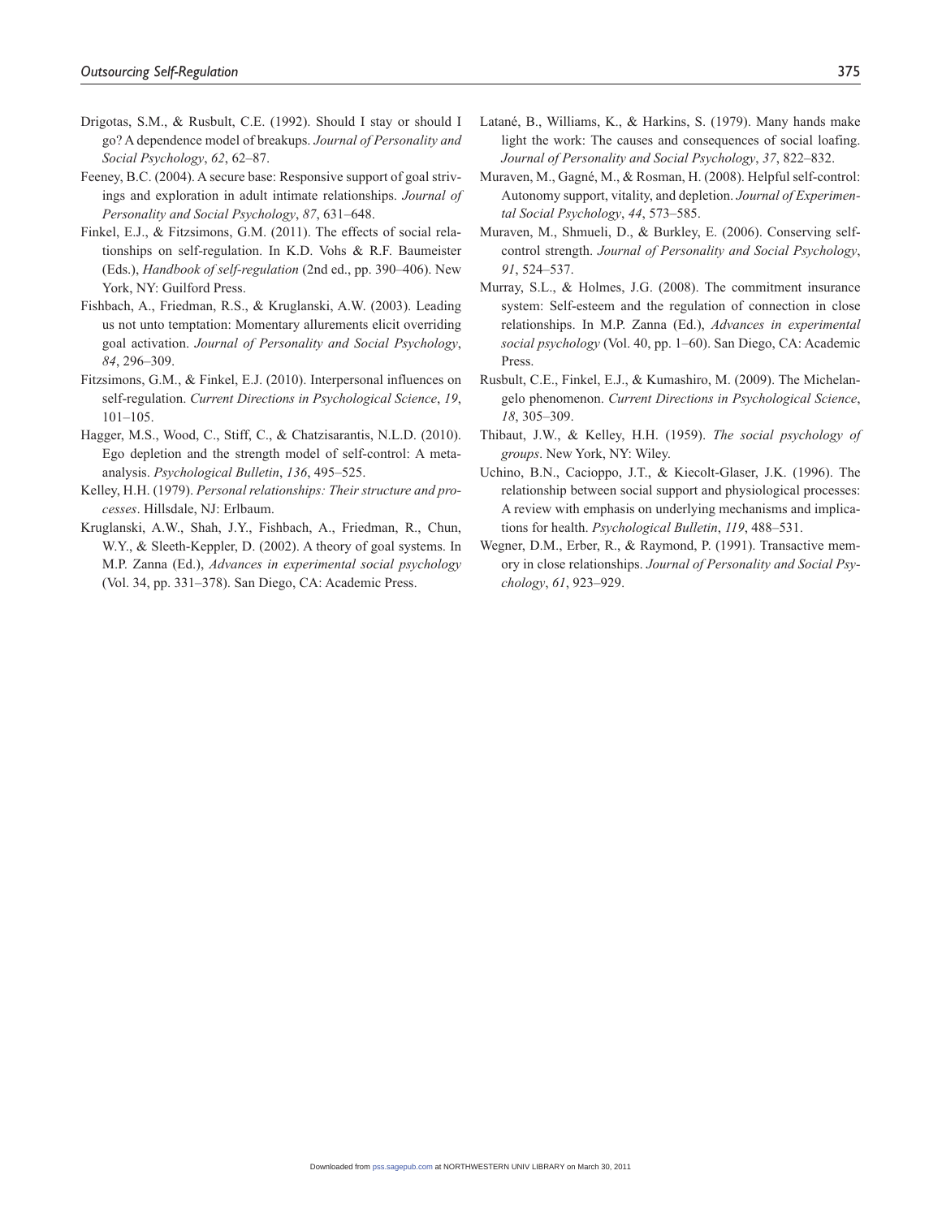Drigotas, S.M., & Rusbult, C.E. (1992). Should I stay or should I go? A dependence model of breakups. *Journal of Personality and Social Psychology*, *62*, 62–87.

Feeney, B.C. (2004). A secure base: Responsive support of goal strivings and exploration in adult intimate relationships. *Journal of Personality and Social Psychology*, *87*, 631–648.

Finkel, E.J., & Fitzsimons, G.M. (2011). The effects of social relationships on self-regulation. In K.D. Vohs & R.F. Baumeister (Eds.), *Handbook of self-regulation* (2nd ed., pp. 390–406). New York, NY: Guilford Press.

Fishbach, A., Friedman, R.S., & Kruglanski, A.W. (2003). Leading us not unto temptation: Momentary allurements elicit overriding goal activation. *Journal of Personality and Social Psychology*, *84*, 296–309.

Fitzsimons, G.M., & Finkel, E.J. (2010). Interpersonal influences on self-regulation. *Current Directions in Psychological Science*, *19*, 101–105.

Hagger, M.S., Wood, C., Stiff, C., & Chatzisarantis, N.L.D. (2010). Ego depletion and the strength model of self-control: A meta-analysis. *Psychological Bulletin*, *136*, 495–525.

Kelley, H.H. (1979). *Personal relationships: Their structure and processes*. Hillsdale, NJ: Erlbaum.

Kruglanski, A.W., Shah, J.Y., Fishbach, A., Friedman, R., Chun, W.Y., & Sleeth-Keppler, D. (2002). A theory of goal systems. In M.P. Zanna (Ed.), *Advances in experimental social psychology* (Vol. 34, pp. 331–378). San Diego, CA: Academic Press.

Latané, B., Williams, K., & Harkins, S. (1979). Many hands make light the work: The causes and consequences of social loafing. *Journal of Personality and Social Psychology*, *37*, 822–832.

Muraven, M., Gagné, M., & Rosman, H. (2008). Helpful self-control: Autonomy support, vitality, and depletion. *Journal of Experimental Social Psychology*, *44*, 573–585.

Muraven, M., Shmueli, D., & Burkley, E. (2006). Conserving self-control strength. *Journal of Personality and Social Psychology*, *91*, 524–537.

Murray, S.L., & Holmes, J.G. (2008). The commitment insurance system: Self-esteem and the regulation of connection in close relationships. In M.P. Zanna (Ed.), *Advances in experimental social psychology* (Vol. 40, pp. 1–60). San Diego, CA: Academic Press.

Rusbult, C.E., Finkel, E.J., & Kumashiro, M. (2009). The Michelangelo phenomenon. *Current Directions in Psychological Science*, *18*, 305–309.

Thibaut, J.W., & Kelley, H.H. (1959). *The social psychology of groups*. New York, NY: Wiley.

Uchino, B.N., Cacioppo, J.T., & Kiecolt-Glaser, J.K. (1996). The relationship between social support and physiological processes: A review with emphasis on underlying mechanisms and implications for health. *Psychological Bulletin*, *119*, 488–531.

Wegner, D.M., Erber, R., & Raymond, P. (1991). Transactive memory in close relationships. *Journal of Personality and Social Psychology*, *61*, 923–929.